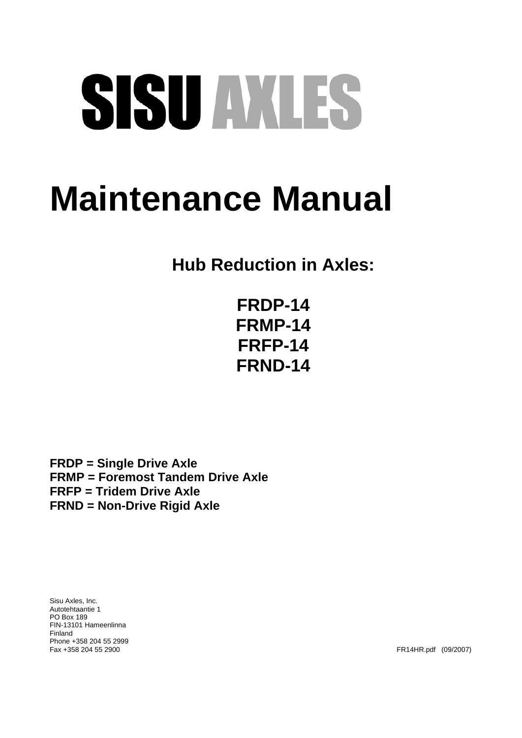# SISU AXLES

# Maintenance Manual

## Hub Reduction in Axles:

**FRDP-14**
**FRMP-14**
**FRFP-14**
**FRND-14**

**FRDP = Single Drive Axle**
**FRMP = Foremost Tandem Drive Axle**
**FRFP = Tridem Drive Axle**
**FRND = Non-Drive Rigid Axle**

Sisu Axles, Inc.
Autotehtaantie 1
PO Box 189
FIN-13101 Hameenlinna
Finland
Phone +358 204 55 2999
Fax +358 204 55 2900

FR14HR.pdf (09/2007)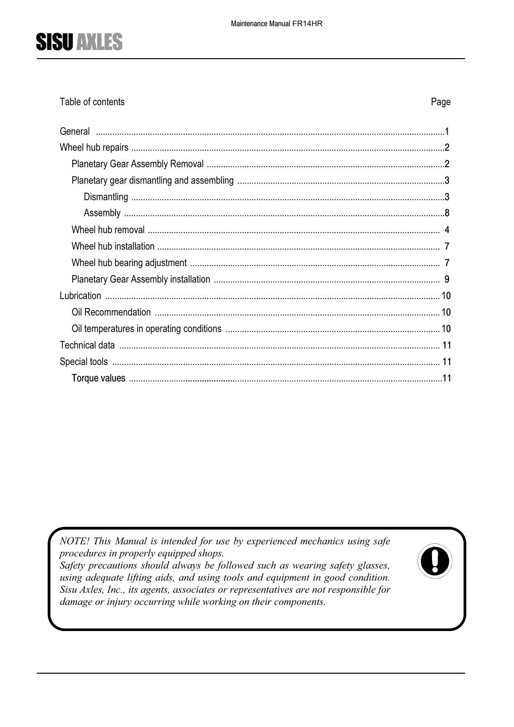Table of contents

| | Page |
|---|---|
| General | 1 |
| Wheel hub repairs | 2 |
| Planetary Gear Assembly Removal | 2 |
| Planetary gear dismantling and assembling | 3 |
| Dismantling | 3 |
| Assembly | 8 |
| Wheel hub removal | 4 |
| Wheel hub installation | 7 |
| Wheel hub bearing adjustment | 7 |
| Planetary Gear Assembly installation | 9 |
| Lubrication | 10 |
| Oil Recommendation | 10 |
| Oil temperatures in operating conditions | 10 |
| Technical data | 11 |
| Special tools | 11 |
| Torque values | 11 |

*NOTE! This Manual is intended for use by experienced mechanics using safe procedures in properly equipped shops.*
*Safety precautions should always be followed such as wearing safety glasses, using adequate lifting aids, and using tools and equipment in good condition. Sisu Axles, Inc., its agents, associates or representatives are not responsible for damage or injury occurring while working on their components.*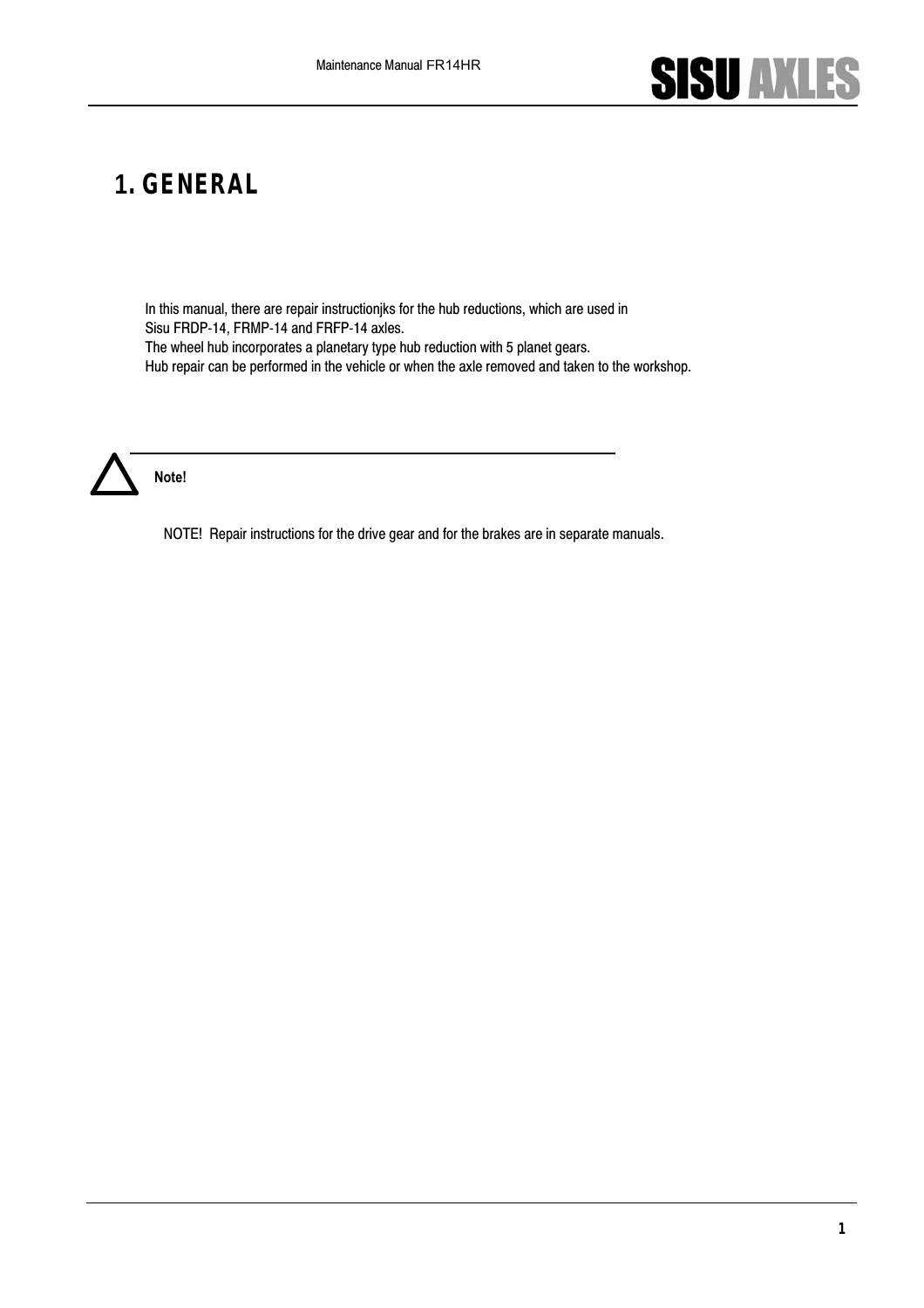# 1. GENERAL

In this manual, there are repair instructionjks for the hub reductions, which are used in Sisu FRDP-14, FRMP-14 and FRFP-14 axles.
The wheel hub incorporates a planetary type hub reduction with 5 planet gears.
Hub repair can be performed in the vehicle or when the axle removed and taken to the workshop.

**Note!**

NOTE! Repair instructions for the drive gear and for the brakes are in separate manuals.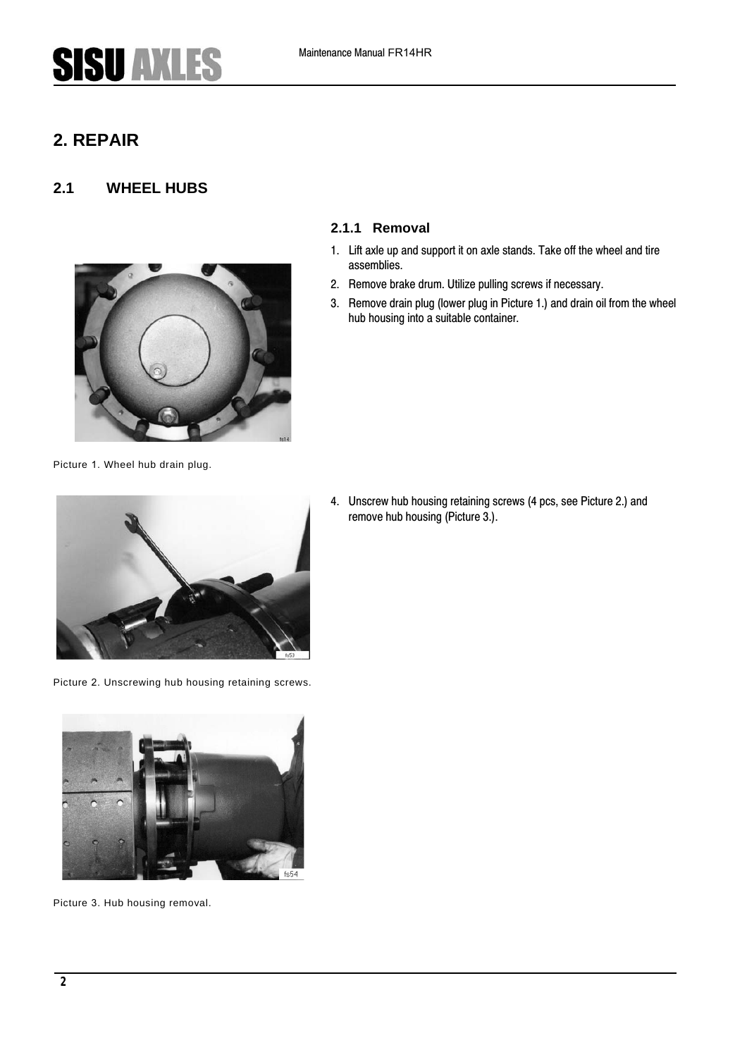# 2. REPAIR

## 2.1 WHEEL HUBS

### 2.1.1 Removal

1. Lift axle up and support it on axle stands. Take off the wheel and tire assemblies.
2. Remove brake drum. Utilize pulling screws if necessary.
3. Remove drain plug (lower plug in Picture 1.) and drain oil from the wheel hub housing into a suitable container.

Picture 1. Wheel hub drain plug.

4. Unscrew hub housing retaining screws (4 pcs, see Picture 2.) and remove hub housing (Picture 3.).

Picture 2. Unscrewing hub housing retaining screws.

Picture 3. Hub housing removal.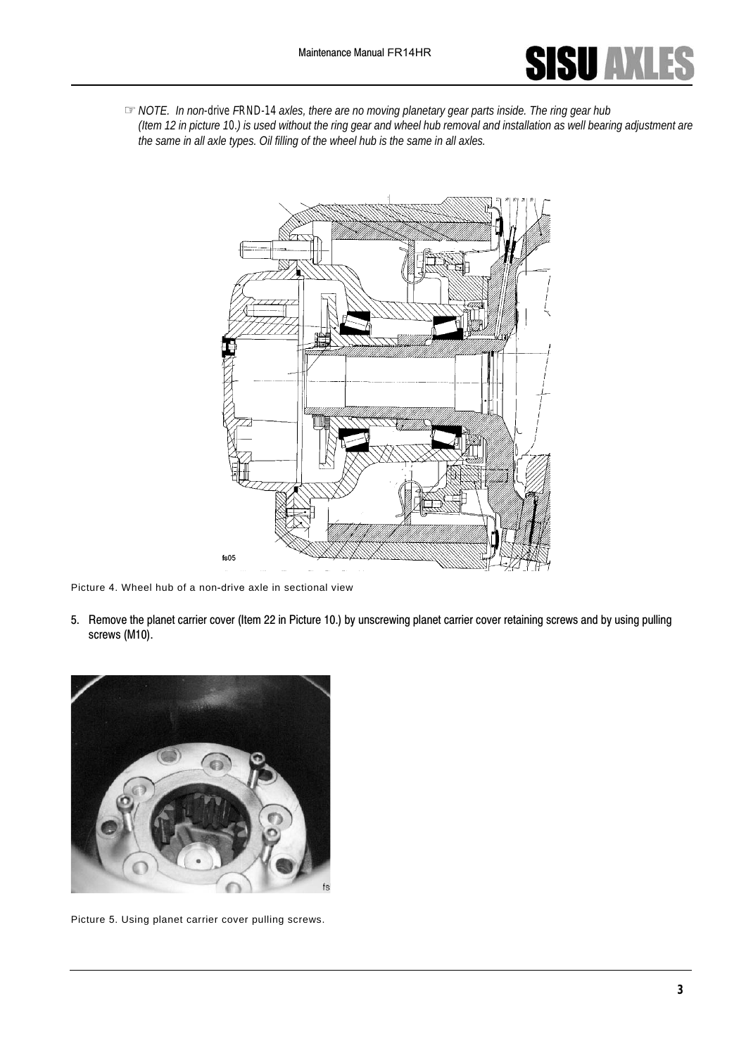☞ *NOTE. In non-drive FRND-14 axles, there are no moving planetary gear parts inside. The ring gear hub (Item 12 in picture 10.) is used without the ring gear and wheel hub removal and installation as well bearing adjustment are the same in all axle types. Oil filling of the wheel hub is the same in all axles.*

Picture 4. Wheel hub of a non-drive axle in sectional view

5. Remove the planet carrier cover (Item 22 in Picture 10.) by unscrewing planet carrier cover retaining screws and by using pulling screws (M10).

Picture 5. Using planet carrier cover pulling screws.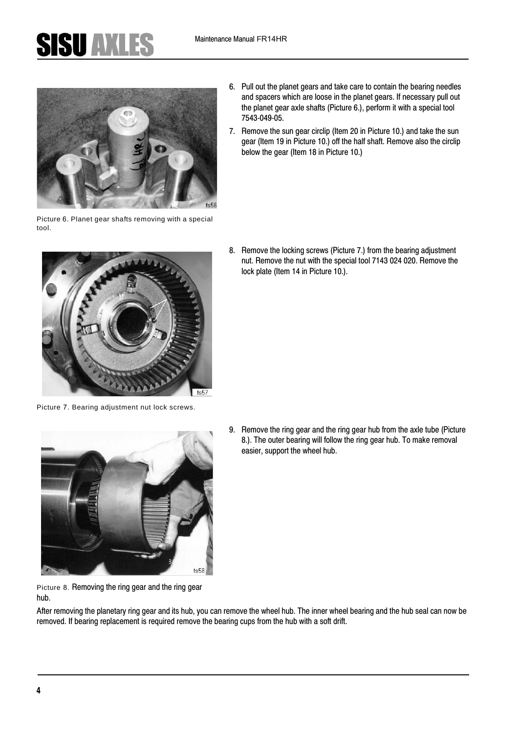6. Pull out the planet gears and take care to contain the bearing needles and spacers which are loose in the planet gears. If necessary pull out the planet gear axle shafts (Picture 6.), perform it with a special tool 7543-049-05.
7. Remove the sun gear circlip (Item 20 in Picture 10.) and take the sun gear (Item 19 in Picture 10.) off the half shaft. Remove also the circlip below the gear (Item 18 in Picture 10.)

Picture 6. Planet gear shafts removing with a special tool.

8. Remove the locking screws (Picture 7.) from the bearing adjustment nut. Remove the nut with the special tool 7143 024 020. Remove the lock plate (Item 14 in Picture 10.).

Picture 7. Bearing adjustment nut lock screws.

9. Remove the ring gear and the ring gear hub from the axle tube (Picture 8.). The outer bearing will follow the ring gear hub. To make removal easier, support the wheel hub.

Picture 8. Removing the ring gear and the ring gear hub.

After removing the planetary ring gear and its hub, you can remove the wheel hub. The inner wheel bearing and the hub seal can now be removed. If bearing replacement is required remove the bearing cups from the hub with a soft drift.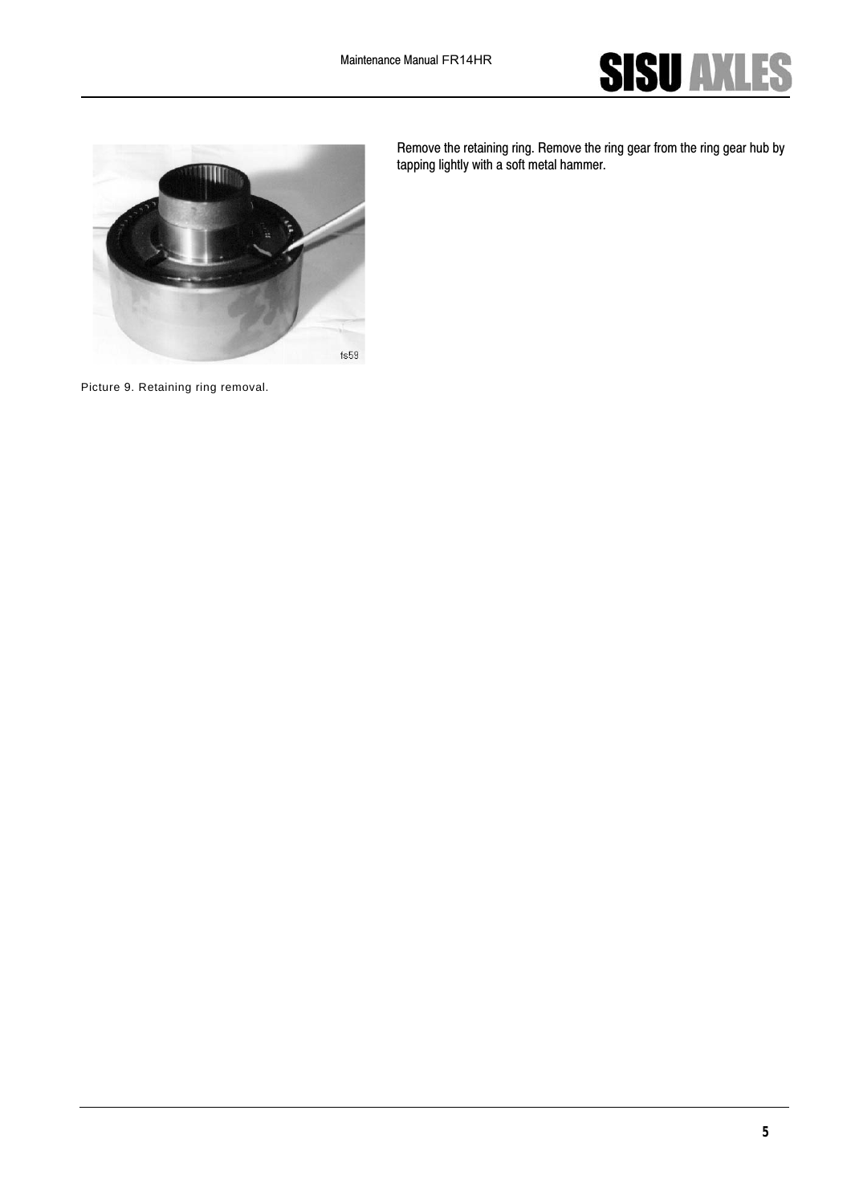Remove the retaining ring. Remove the ring gear from the ring gear hub by tapping lightly with a soft metal hammer.

Picture 9. Retaining ring removal.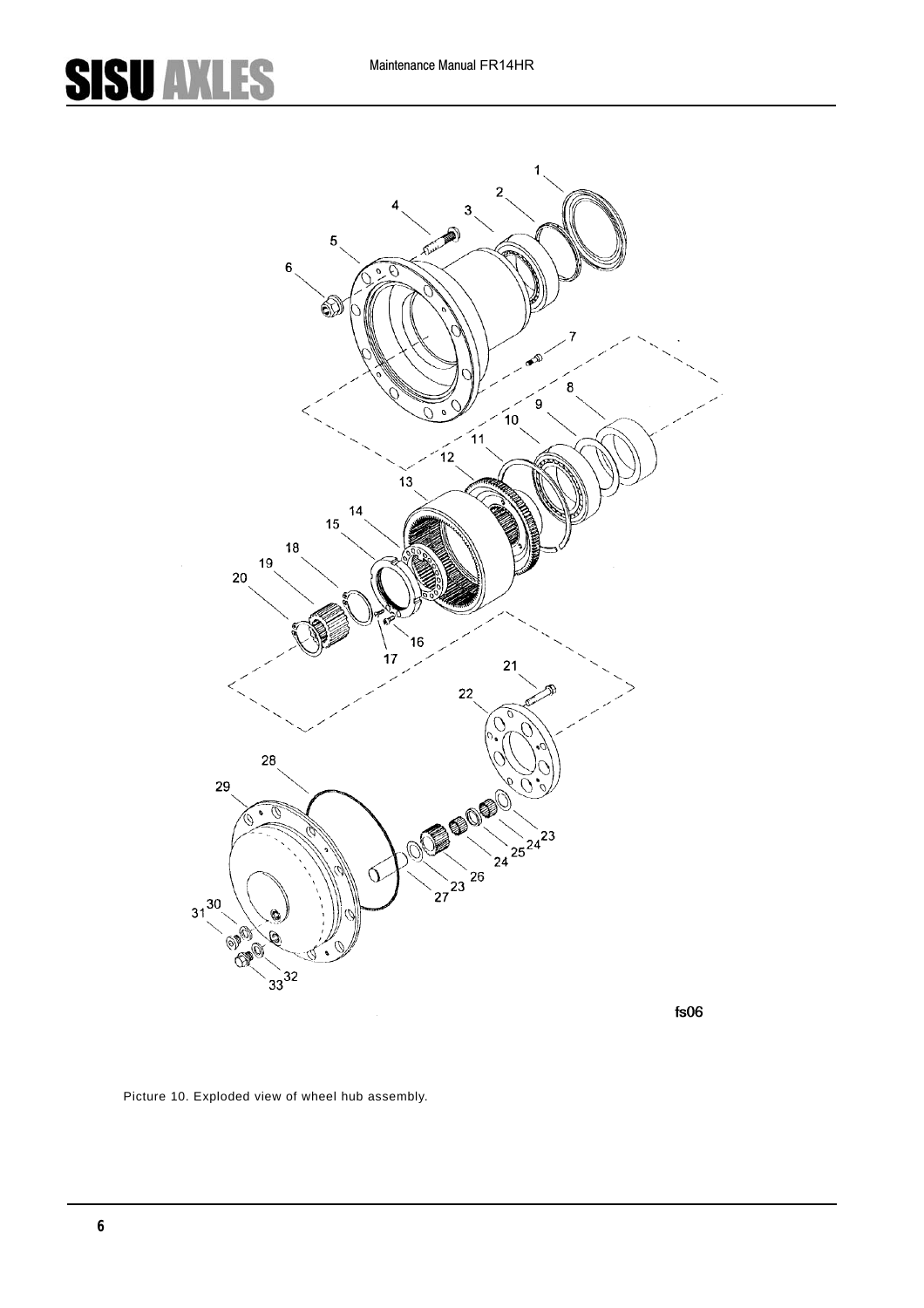Picture 10. Exploded view of wheel hub assembly.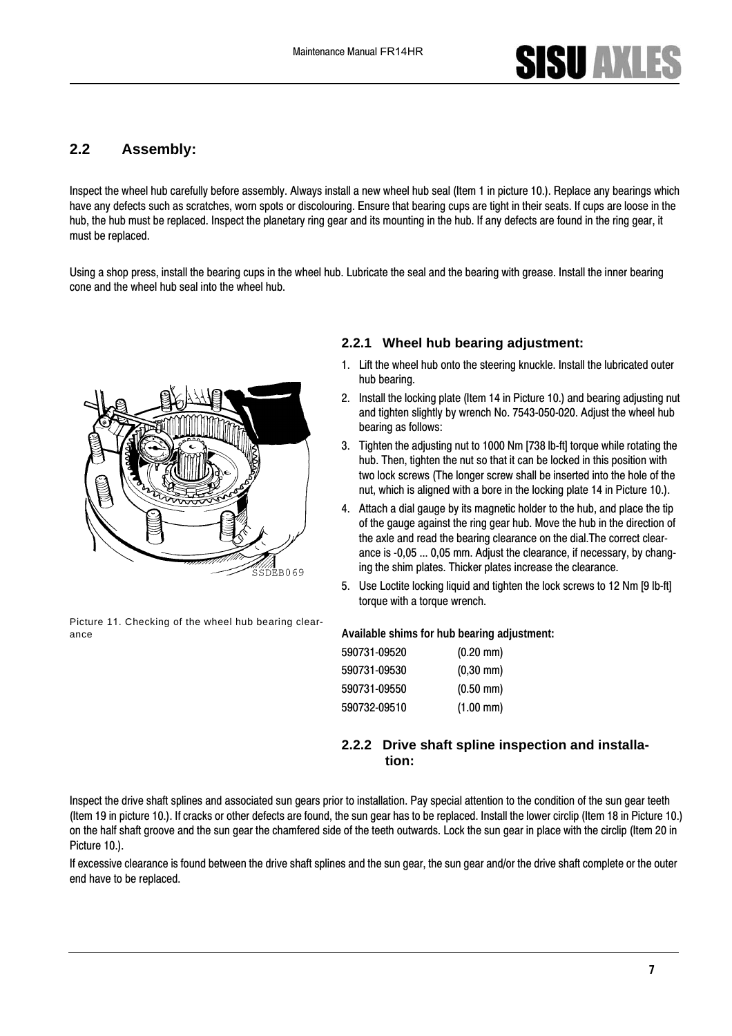## 2.2 Assembly:

Inspect the wheel hub carefully before assembly. Always install a new wheel hub seal (Item 1 in picture 10.). Replace any bearings which have any defects such as scratches, worn spots or discolouring. Ensure that bearing cups are tight in their seats. If cups are loose in the hub, the hub must be replaced. Inspect the planetary ring gear and its mounting in the hub. If any defects are found in the ring gear, it must be replaced.

Using a shop press, install the bearing cups in the wheel hub. Lubricate the seal and the bearing with grease. Install the inner bearing cone and the wheel hub seal into the wheel hub.

Picture 11. Checking of the wheel hub bearing clearance

### 2.2.1 Wheel hub bearing adjustment:

1. Lift the wheel hub onto the steering knuckle. Install the lubricated outer hub bearing.
2. Install the locking plate (Item 14 in Picture 10.) and bearing adjusting nut and tighten slightly by wrench No. 7543-050-020. Adjust the wheel hub bearing as follows:
3. Tighten the adjusting nut to 1000 Nm [738 lb-ft] torque while rotating the hub. Then, tighten the nut so that it can be locked in this position with two lock screws (The longer screw shall be inserted into the hole of the nut, which is aligned with a bore in the locking plate 14 in Picture 10.).
4. Attach a dial gauge by its magnetic holder to the hub, and place the tip of the gauge against the ring gear hub. Move the hub in the direction of the axle and read the bearing clearance on the dial.The correct clearance is -0,05 ... 0,05 mm. Adjust the clearance, if necessary, by changing the shim plates. Thicker plates increase the clearance.
5. Use Loctite locking liquid and tighten the lock screws to 12 Nm [9 lb-ft] torque with a torque wrench.

**Available shims for hub bearing adjustment:**

| | |
|---|---|
| 590731-09520 | (0.20 mm) |
| 590731-09530 | (0,30 mm) |
| 590731-09550 | (0.50 mm) |
| 590732-09510 | (1.00 mm) |

### 2.2.2 Drive shaft spline inspection and installation:

Inspect the drive shaft splines and associated sun gears prior to installation. Pay special attention to the condition of the sun gear teeth (Item 19 in picture 10.). If cracks or other defects are found, the sun gear has to be replaced. Install the lower circlip (Item 18 in Picture 10.) on the half shaft groove and the sun gear the chamfered side of the teeth outwards. Lock the sun gear in place with the circlip (Item 20 in Picture 10.).

If excessive clearance is found between the drive shaft splines and the sun gear, the sun gear and/or the drive shaft complete or the outer end have to be replaced.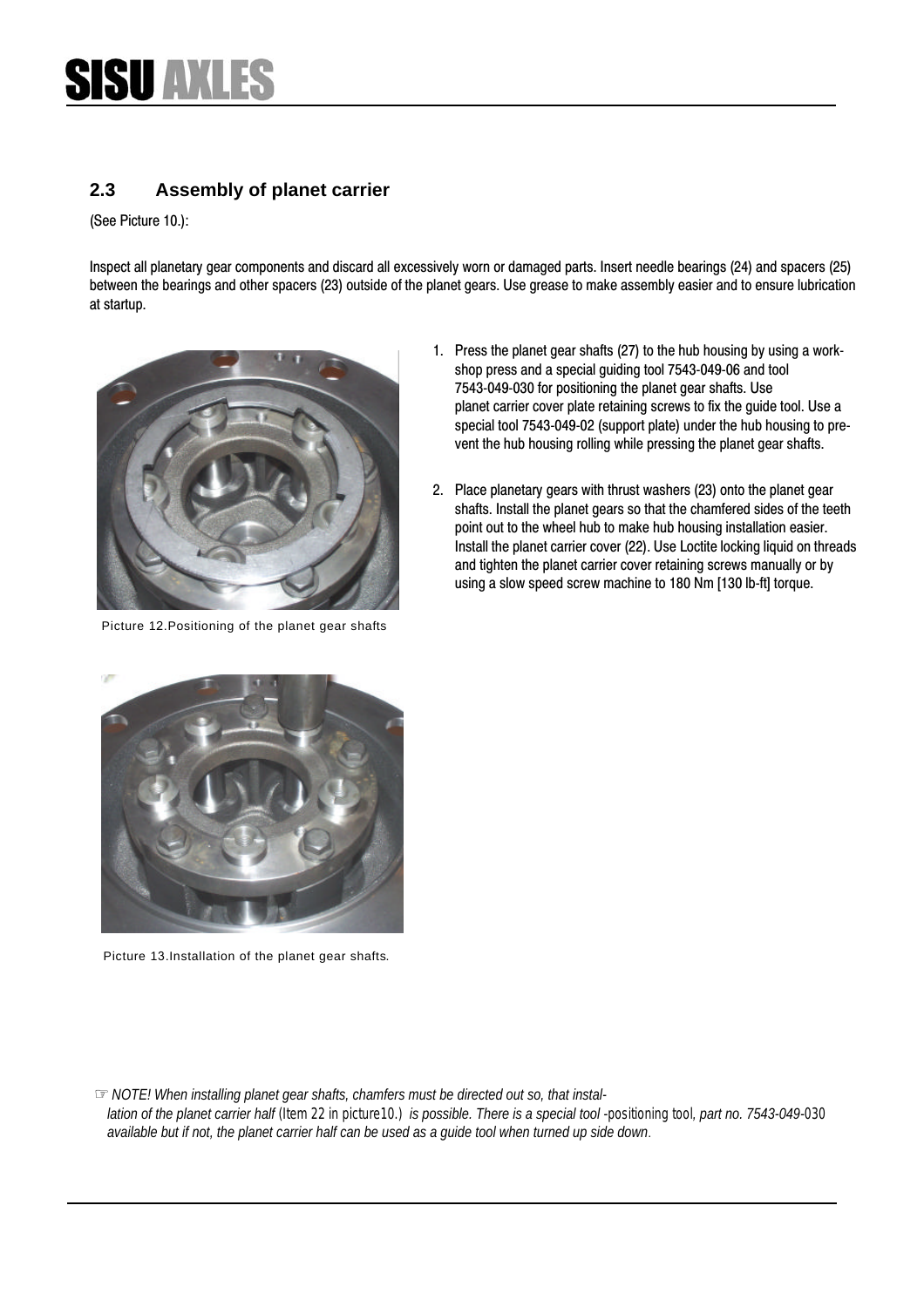## 2.3 Assembly of planet carrier

(See Picture 10.):

Inspect all planetary gear components and discard all excessively worn or damaged parts. Insert needle bearings (24) and spacers (25) between the bearings and other spacers (23) outside of the planet gears. Use grease to make assembly easier and to ensure lubrication at startup.

Picture 12.Positioning of the planet gear shafts

1. Press the planet gear shafts (27) to the hub housing by using a workshop press and a special guiding tool 7543-049-06 and tool 7543-049-030 for positioning the planet gear shafts. Use planet carrier cover plate retaining screws to fix the guide tool. Use a special tool 7543-049-02 (support plate) under the hub housing to prevent the hub housing rolling while pressing the planet gear shafts.

2. Place planetary gears with thrust washers (23) onto the planet gear shafts. Install the planet gears so that the chamfered sides of the teeth point out to the wheel hub to make hub housing installation easier. Install the planet carrier cover (22). Use Loctite locking liquid on threads and tighten the planet carrier cover retaining screws manually or by using a slow speed screw machine to 180 Nm [130 lb-ft] torque.

Picture 13.Installation of the planet gear shafts.

☞ *NOTE! When installing planet gear shafts, chamfers must be directed out so, that installation of the planet carrier half (Item 22 in picture10.) is possible. There is a special tool -positioning tool, part no. 7543-049-030 available but if not, the planet carrier half can be used as a guide tool when turned up side down.*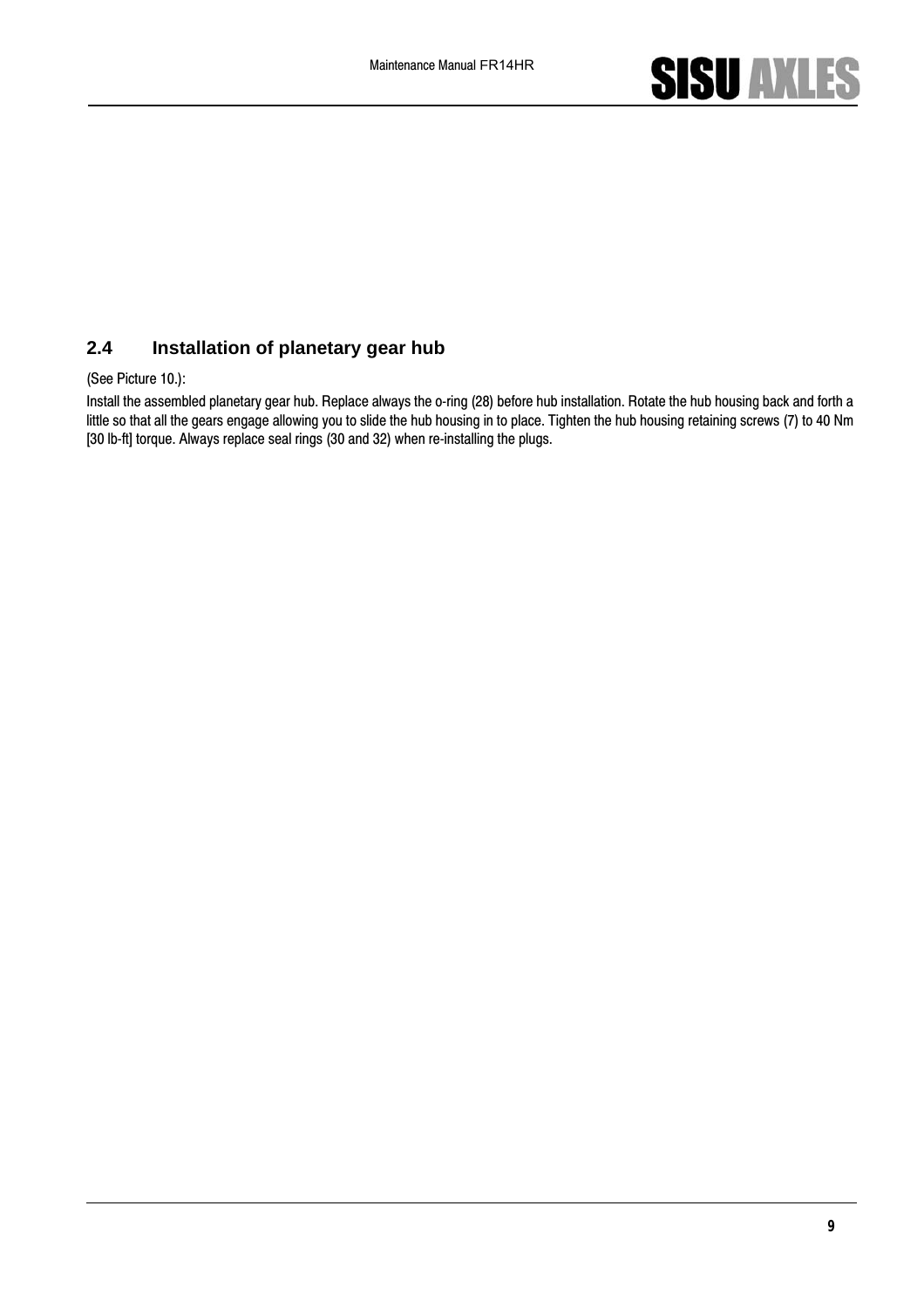## 2.4 Installation of planetary gear hub

(See Picture 10.):

Install the assembled planetary gear hub. Replace always the o-ring (28) before hub installation. Rotate the hub housing back and forth a little so that all the gears engage allowing you to slide the hub housing in to place. Tighten the hub housing retaining screws (7) to 40 Nm [30 lb-ft] torque. Always replace seal rings (30 and 32) when re-installing the plugs.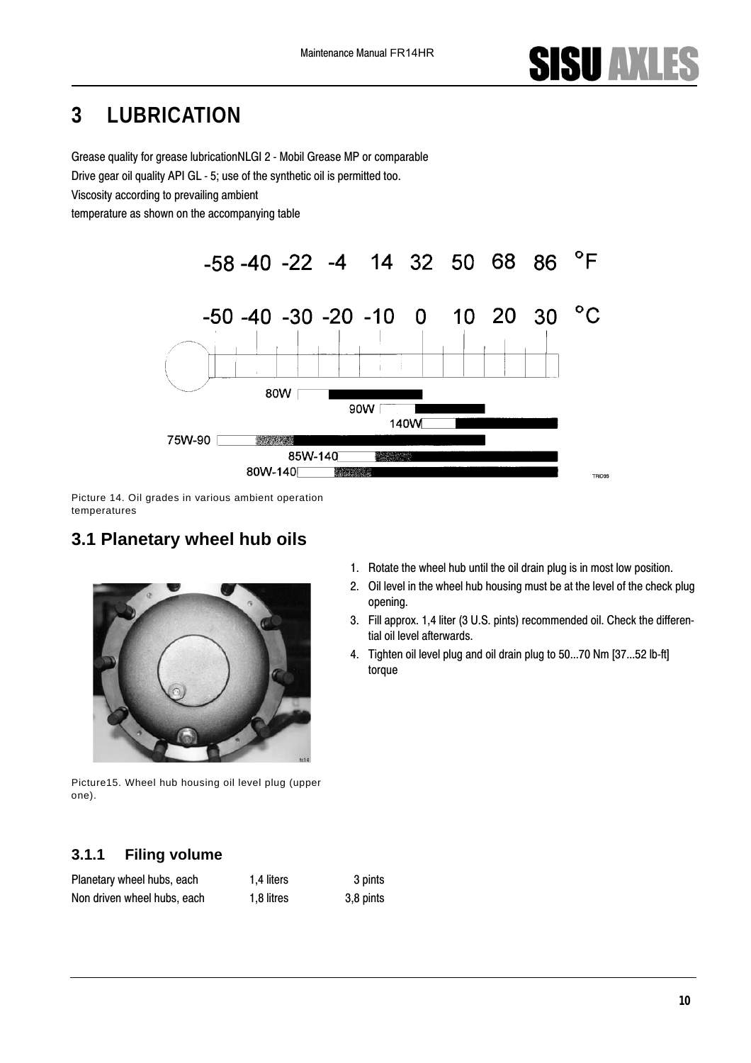# 3 LUBRICATION

Grease quality for grease lubricationNLGI 2 - Mobil Grease MP or comparable
Drive gear oil quality API GL - 5; use of the synthetic oil is permitted too.
Viscosity according to prevailing ambient
temperature as shown on the accompanying table

Picture 14. Oil grades in various ambient operation temperatures

## 3.1 Planetary wheel hub oils

Picture15. Wheel hub housing oil level plug (upper one).

1. Rotate the wheel hub until the oil drain plug is in most low position.
2. Oil level in the wheel hub housing must be at the level of the check plug opening.
3. Fill approx. 1,4 liter (3 U.S. pints) recommended oil. Check the differential oil level afterwards.
4. Tighten oil level plug and oil drain plug to 50...70 Nm [37...52 lb-ft] torque

### 3.1.1 Filing volume

| | | |
|---|---|---|
| Planetary wheel hubs, each | 1,4 liters | 3 pints |
| Non driven wheel hubs, each | 1,8 litres | 3,8 pints |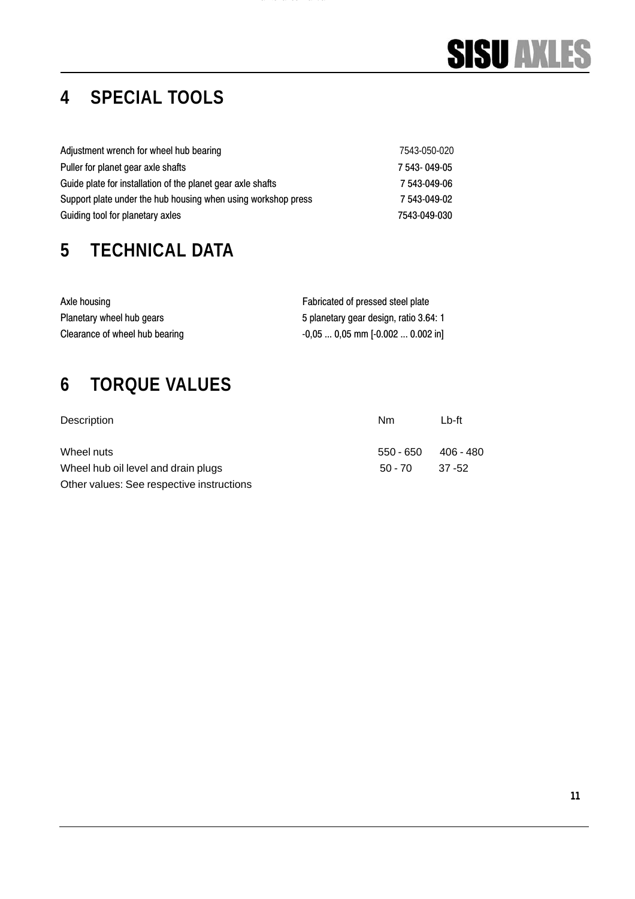## 4 SPECIAL TOOLS

| | |
|---|---|
| Adjustment wrench for wheel hub bearing | 7543-050-020 |
| Puller for planet gear axle shafts | 7 543- 049-05 |
| Guide plate for installation of the planet gear axle shafts | 7 543-049-06 |
| Support plate under the hub housing when using workshop press | 7 543-049-02 |
| Guiding tool for planetary axles | 7543-049-030 |

## 5 TECHNICAL DATA

| | |
|---|---|
| Axle housing | Fabricated of pressed steel plate |
| Planetary wheel hub gears | 5 planetary gear design, ratio 3.64: 1 |
| Clearance of wheel hub bearing | -0,05 ... 0,05 mm [-0.002 ... 0.002 in] |

## 6 TORQUE VALUES

| Description | Nm | Lb-ft |
|---|---|---|
| Wheel nuts | 550 - 650 | 406 - 480 |
| Wheel hub oil level and drain plugs | 50 - 70 | 37 -52 |
| Other values: See respective instructions | | |